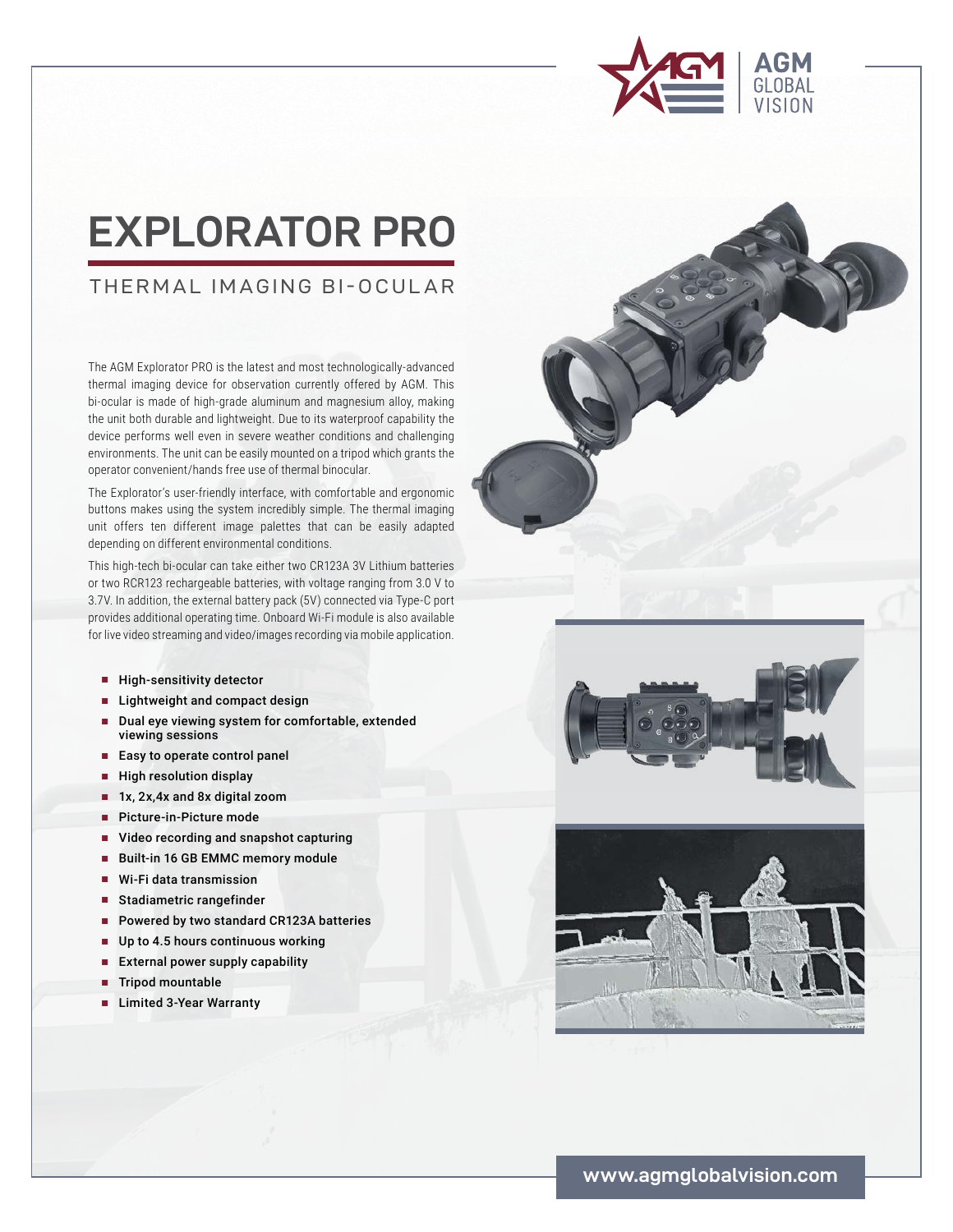# EXPLORATOR PRO

## THERMAL IMAGING BI-OCULAR

The AGM Explorator PRO is the latest and most technologically-advanced thermal imaging device for observation currently offered by AGM. This bi-ocular is made of high-grade aluminum and magnesium alloy, making the unit both durable and lightweight. Due to its waterproof capability the device performs well even in severe weather conditions and challenging environments. The unit can be easily mounted on a tripod which grants the operator convenient/hands free use of thermal binocular.

The Explorator's user-friendly interface, with comfortable and ergonomic buttons makes using the system incredibly simple. The thermal imaging unit offers ten different image palettes that can be easily adapted depending on different environmental conditions.

This high-tech bi-ocular can take either two CR123A 3V Lithium batteries or two RCR123 rechargeable batteries, with voltage ranging from 3.0 V to 3.7V. In addition, the external battery pack (5V) connected via Type-C port provides additional operating time. Onboard Wi-Fi module is also available for live video streaming and video/images recording via mobile application.

- **High-sensitivity detector**
- **Lightweight and compact design**
- **Dual eye viewing system for comfortable, extended viewing sessions**
- **Easy to operate control panel**
- **High resolution display**
- **1x, 2x,4x and 8x digital zoom**
- **Picture-in-Picture mode**
- **Video recording and snapshot capturing**
- **Built-in 16 GB EMMC memory module**
- **Wi-Fi data transmission**
- **Stadiametric rangefinder**
- **Powered by two standard CR123A batteries**
- **Up to 4.5 hours continuous working**
- **External power supply capability**
- **Tripod mountable**
- **Limited 3-Year Warranty**

www.agmglobalvision.com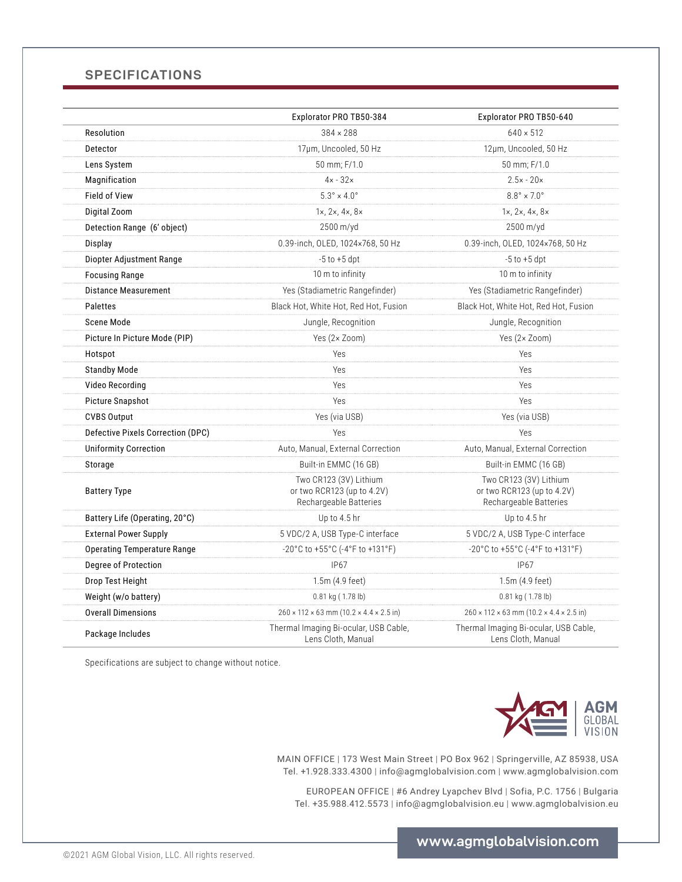## SPECIFICATIONS

| | Explorator PRO TB50-384 | Explorator PRO TB50-640 |
|---|---|---|
| Resolution | 384 × 288 | 640 × 512 |
| Detector | 17µm, Uncooled, 50 Hz | 12µm, Uncooled, 50 Hz |
| Lens System | 50 mm; F/1.0 | 50 mm; F/1.0 |
| Magnification | 4× - 32× | 2.5× - 20× |
| Field of View | 5.3° × 4.0° | 8.8° × 7.0° |
| Digital Zoom | 1×, 2×, 4×, 8× | 1×, 2×, 4×, 8× |
| Detection Range (6' object) | 2500 m/yd | 2500 m/yd |
| Display | 0.39-inch, OLED, 1024×768, 50 Hz | 0.39-inch, OLED, 1024×768, 50 Hz |
| Diopter Adjustment Range | -5 to +5 dpt | -5 to +5 dpt |
| Focusing Range | 10 m to infinity | 10 m to infinity |
| Distance Measurement | Yes (Stadiametric Rangefinder) | Yes (Stadiametric Rangefinder) |
| Palettes | Black Hot, White Hot, Red Hot, Fusion | Black Hot, White Hot, Red Hot, Fusion |
| Scene Mode | Jungle, Recognition | Jungle, Recognition |
| Picture In Picture Mode (PIP) | Yes (2× Zoom) | Yes (2× Zoom) |
| Hotspot | Yes | Yes |
| Standby Mode | Yes | Yes |
| Video Recording | Yes | Yes |
| Picture Snapshot | Yes | Yes |
| CVBS Output | Yes (via USB) | Yes (via USB) |
| Defective Pixels Correction (DPC) | Yes | Yes |
| Uniformity Correction | Auto, Manual, External Correction | Auto, Manual, External Correction |
| Storage | Built-in EMMC (16 GB) | Built-in EMMC (16 GB) |
| Battery Type | Two CR123 (3V) Lithium or two RCR123 (up to 4.2V) Rechargeable Batteries | Two CR123 (3V) Lithium or two RCR123 (up to 4.2V) Rechargeable Batteries |
| Battery Life (Operating, 20°C) | Up to 4.5 hr | Up to 4.5 hr |
| External Power Supply | 5 VDC/2 A, USB Type-C interface | 5 VDC/2 A, USB Type-C interface |
| Operating Temperature Range | -20°C to +55°C (-4°F to +131°F) | -20°C to +55°C (-4°F to +131°F) |
| Degree of Protection | IP67 | IP67 |
| Drop Test Height | 1.5m (4.9 feet) | 1.5m (4.9 feet) |
| Weight (w/o battery) | 0.81 kg ( 1.78 lb) | 0.81 kg ( 1.78 lb) |
| Overall Dimensions | 260 × 112 × 63 mm (10.2 × 4.4 × 2.5 in) | 260 × 112 × 63 mm (10.2 × 4.4 × 2.5 in) |
| Package Includes | Thermal Imaging Bi-ocular, USB Cable, Lens Cloth, Manual | Thermal Imaging Bi-ocular, USB Cable, Lens Cloth, Manual |

Specifications are subject to change without notice.

AGM GLOBAL VISION

MAIN OFFICE | 173 West Main Street | PO Box 962 | Springerville, AZ 85938, USA
Tel. +1.928.333.4300 | info@agmglobalvision.com | www.agmglobalvision.com

EUROPEAN OFFICE | #6 Andrey Lyapchev Blvd | Sofia, P.C. 1756 | Bulgaria
Tel. +35.988.412.5573 | info@agmglobalvision.eu | www.agmglobalvision.eu

www.agmglobalvision.com

©2021 AGM Global Vision, LLC. All rights reserved.